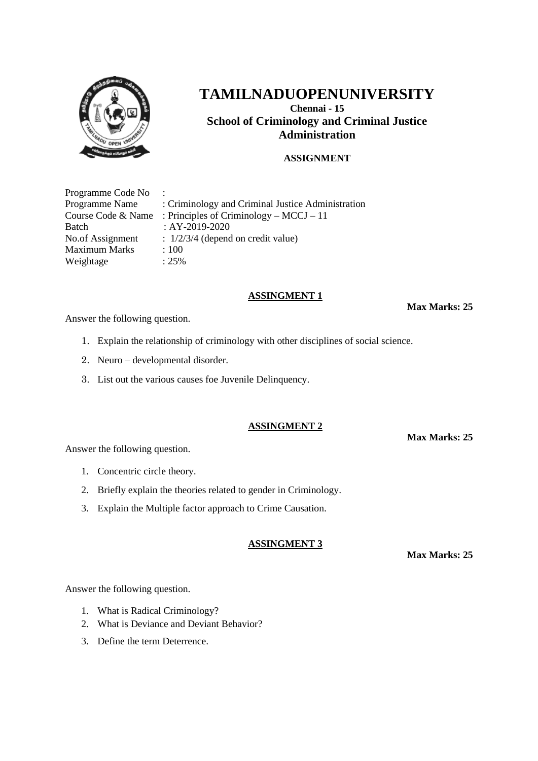# TAMILNADUOPENUNIVERSITY

**Chennai - 15**

**School of Criminology and Criminal Justice Administration**

**ASSIGNMENT**

Programme Code No :
Programme Name : Criminology and Criminal Justice Administration
Course Code & Name : Principles of Criminology – MCCJ – 11
Batch : AY-2019-2020
No.of Assignment : 1/2/3/4 (depend on credit value)
Maximum Marks : 100
Weightage : 25%

## ASSINGMENT 1

**Max Marks: 25**

Answer the following question.

1. Explain the relationship of criminology with other disciplines of social science.
2. Neuro – developmental disorder.
3. List out the various causes foe Juvenile Delinquency.

## ASSINGMENT 2

**Max Marks: 25**

Answer the following question.

1. Concentric circle theory.
2. Briefly explain the theories related to gender in Criminology.
3. Explain the Multiple factor approach to Crime Causation.

## ASSINGMENT 3

**Max Marks: 25**

Answer the following question.

1. What is Radical Criminology?
2. What is Deviance and Deviant Behavior?
3. Define the term Deterrence.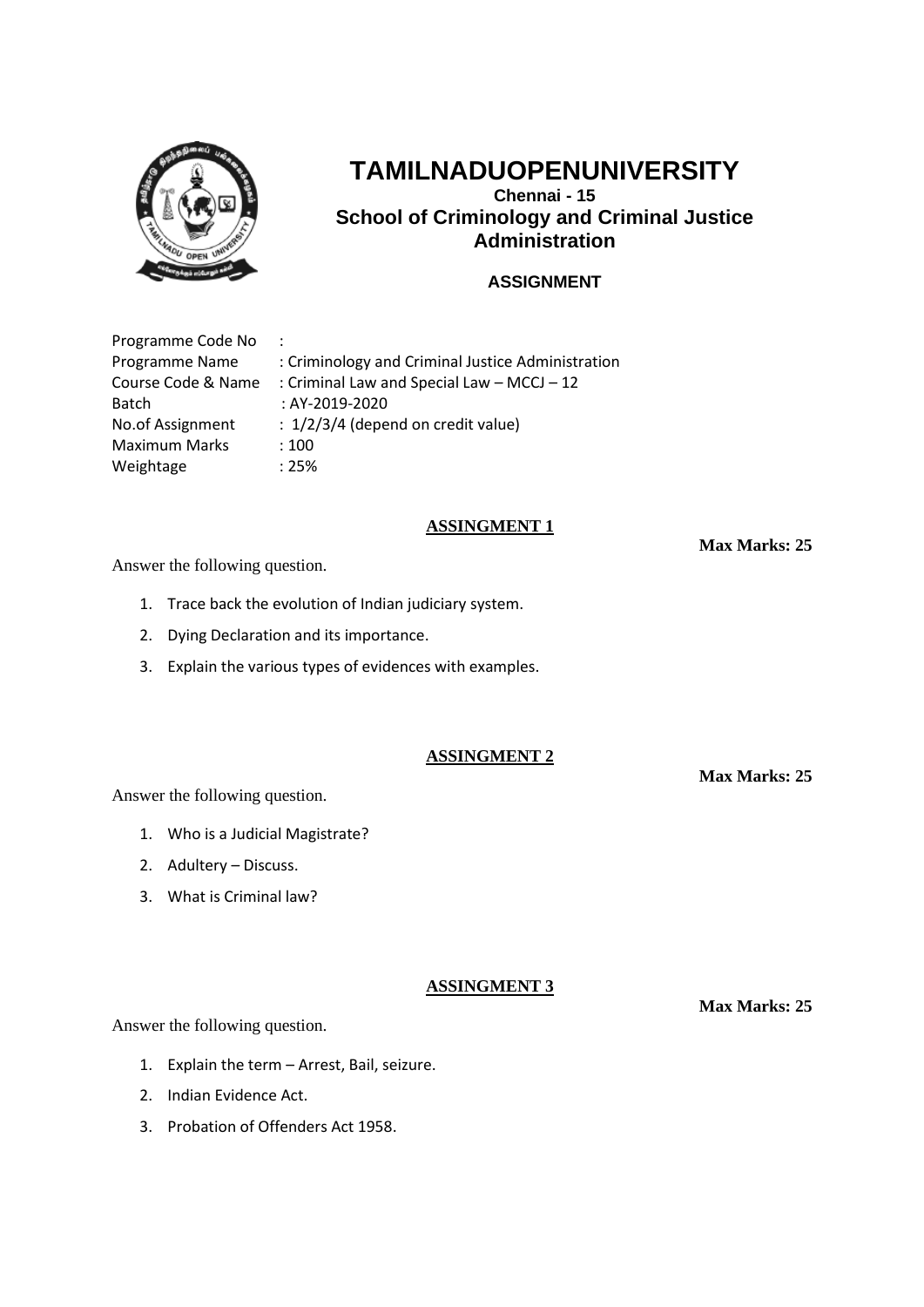# TAMILNADUOPENUNIVERSITY

**Chennai - 15**

**School of Criminology and Criminal Justice Administration**

**ASSIGNMENT**

| | |
|---|---|
| Programme Code No | : |
| Programme Name | : Criminology and Criminal Justice Administration |
| Course Code & Name | : Criminal Law and Special Law – MCCJ – 12 |
| Batch | : AY-2019-2020 |
| No.of Assignment | : 1/2/3/4 (depend on credit value) |
| Maximum Marks | : 100 |
| Weightage | : 25% |

## ASSINGMENT 1

**Max Marks: 25**

Answer the following question.

1. Trace back the evolution of Indian judiciary system.
2. Dying Declaration and its importance.
3. Explain the various types of evidences with examples.

## ASSINGMENT 2

**Max Marks: 25**

Answer the following question.

1. Who is a Judicial Magistrate?
2. Adultery – Discuss.
3. What is Criminal law?

## ASSINGMENT 3

**Max Marks: 25**

Answer the following question.

1. Explain the term – Arrest, Bail, seizure.
2. Indian Evidence Act.
3. Probation of Offenders Act 1958.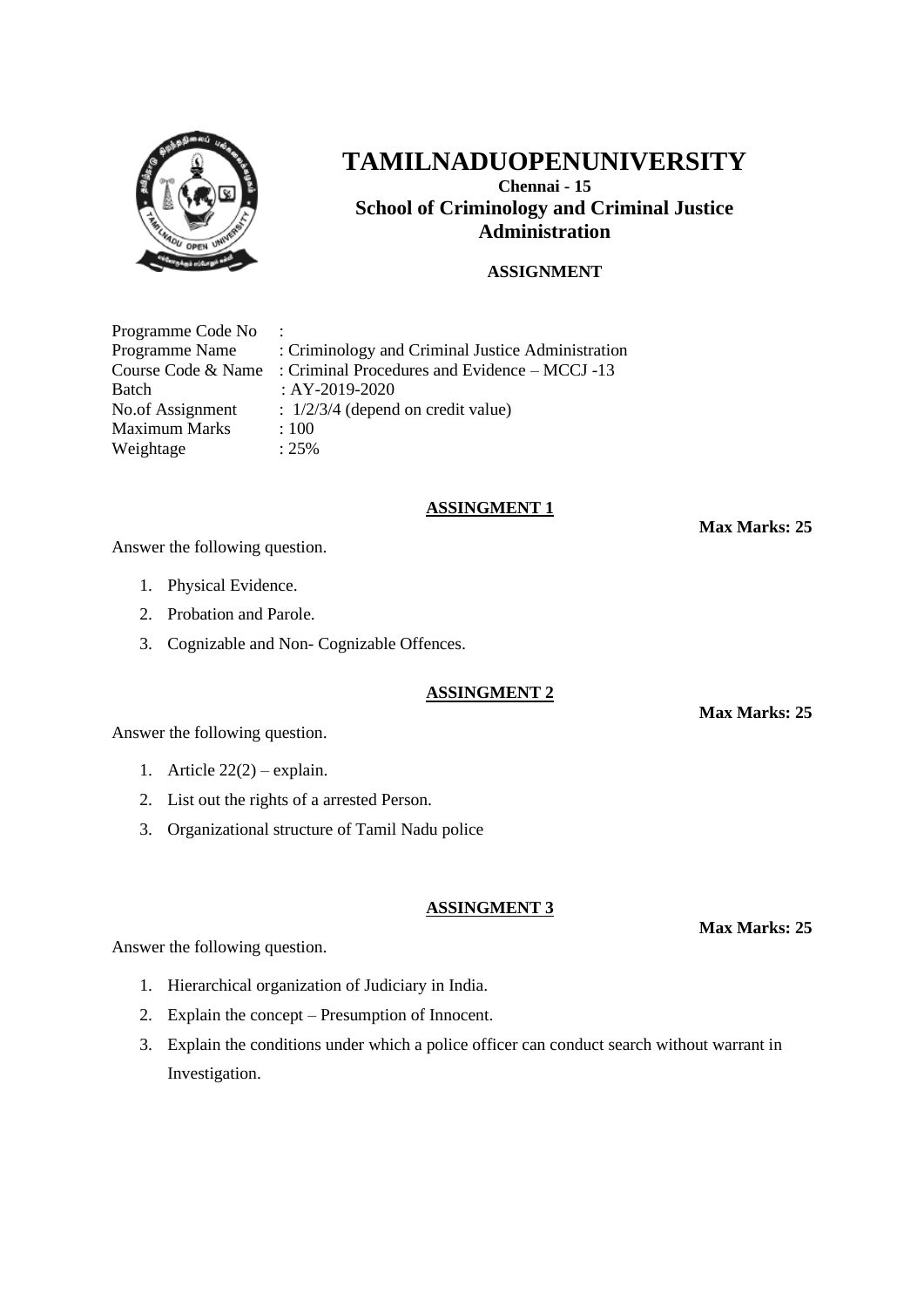# TAMILNADUOPENUNIVERSITY

**Chennai - 15**

**School of Criminology and Criminal Justice Administration**

**ASSIGNMENT**

| | |
|---|---|
| Programme Code No | : |
| Programme Name | : Criminology and Criminal Justice Administration |
| Course Code & Name | : Criminal Procedures and Evidence – MCCJ -13 |
| Batch | : AY-2019-2020 |
| No.of Assignment | : 1/2/3/4 (depend on credit value) |
| Maximum Marks | : 100 |
| Weightage | : 25% |

## ASSINGMENT 1

**Max Marks: 25**

Answer the following question.

1. Physical Evidence.
2. Probation and Parole.
3. Cognizable and Non- Cognizable Offences.

## ASSINGMENT 2

**Max Marks: 25**

Answer the following question.

1. Article 22(2) – explain.
2. List out the rights of a arrested Person.
3. Organizational structure of Tamil Nadu police

## ASSINGMENT 3

**Max Marks: 25**

Answer the following question.

1. Hierarchical organization of Judiciary in India.
2. Explain the concept – Presumption of Innocent.
3. Explain the conditions under which a police officer can conduct search without warrant in Investigation.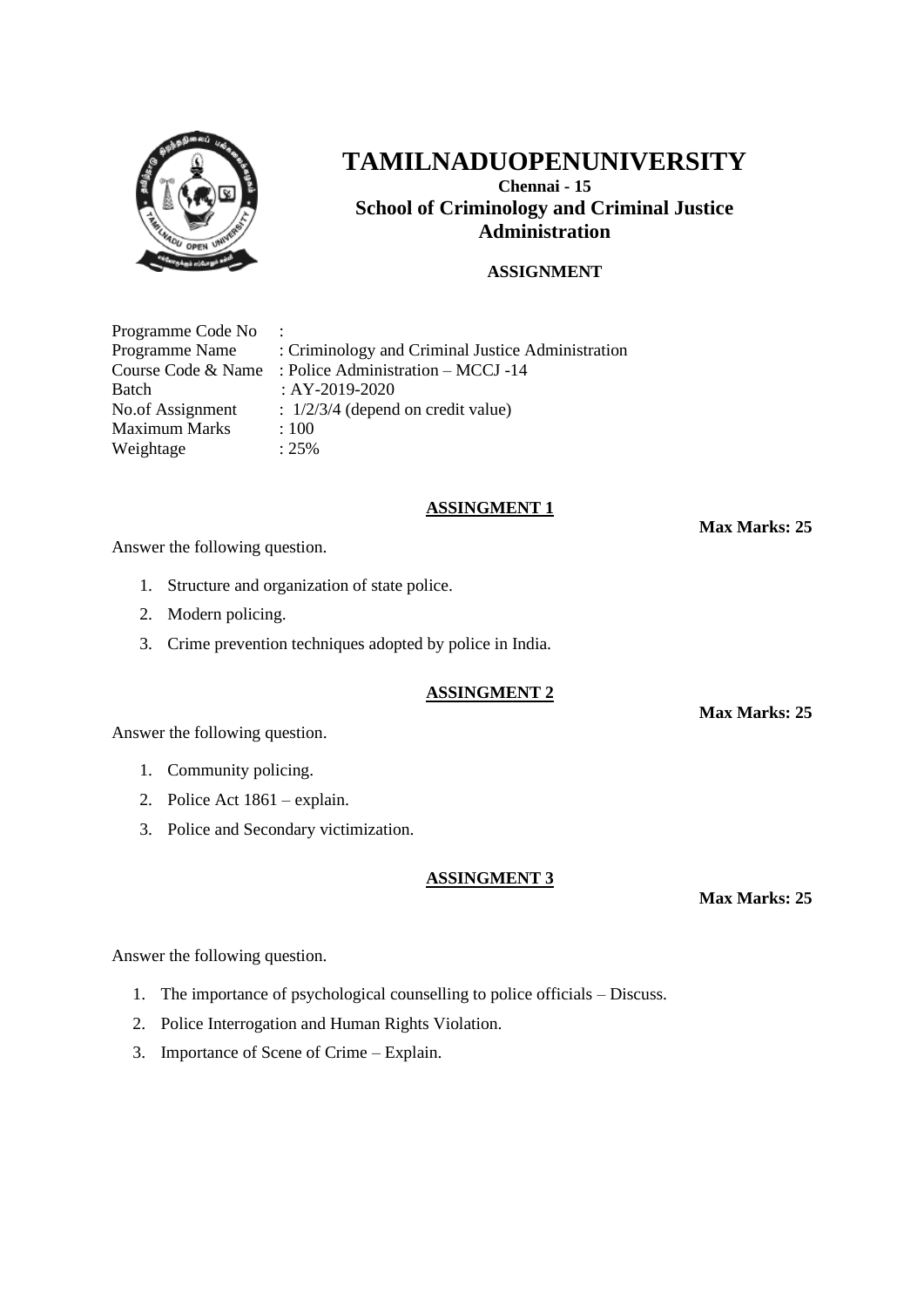# TAMILNADUOPENUNIVERSITY

**Chennai - 15**

**School of Criminology and Criminal Justice Administration**

**ASSIGNMENT**

| | |
|---|---|
| Programme Code No | : |
| Programme Name | : Criminology and Criminal Justice Administration |
| Course Code & Name | : Police Administration – MCCJ -14 |
| Batch | : AY-2019-2020 |
| No.of Assignment | : 1/2/3/4 (depend on credit value) |
| Maximum Marks | : 100 |
| Weightage | : 25% |

## ASSINGMENT 1

**Max Marks: 25**

Answer the following question.

1. Structure and organization of state police.
2. Modern policing.
3. Crime prevention techniques adopted by police in India.

## ASSINGMENT 2

**Max Marks: 25**

Answer the following question.

1. Community policing.
2. Police Act 1861 – explain.
3. Police and Secondary victimization.

## ASSINGMENT 3

**Max Marks: 25**

Answer the following question.

1. The importance of psychological counselling to police officials – Discuss.
2. Police Interrogation and Human Rights Violation.
3. Importance of Scene of Crime – Explain.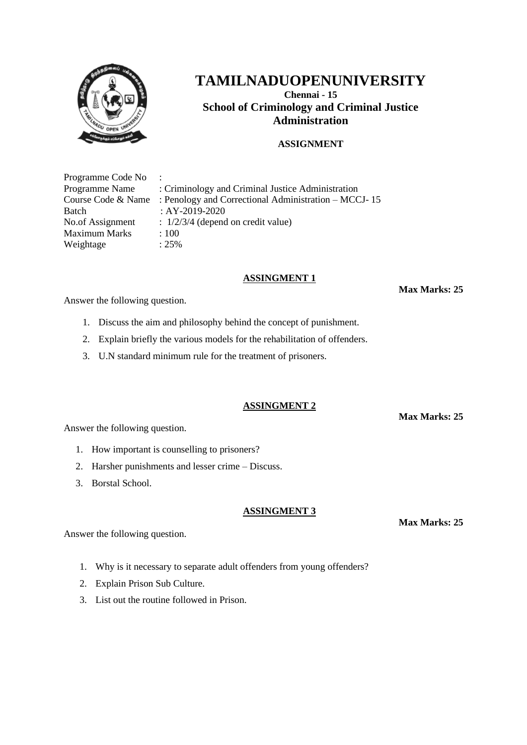# TAMILNADUOPENUNIVERSITY

**Chennai - 15**

**School of Criminology and Criminal Justice Administration**

**ASSIGNMENT**

| | |
|---|---|
| Programme Code No | : |
| Programme Name | : Criminology and Criminal Justice Administration |
| Course Code & Name | : Penology and Correctional Administration – MCCJ- 15 |
| Batch | : AY-2019-2020 |
| No.of Assignment | : 1/2/3/4 (depend on credit value) |
| Maximum Marks | : 100 |
| Weightage | : 25% |

## ASSINGMENT 1

**Max Marks: 25**

Answer the following question.

1. Discuss the aim and philosophy behind the concept of punishment.
2. Explain briefly the various models for the rehabilitation of offenders.
3. U.N standard minimum rule for the treatment of prisoners.

## ASSINGMENT 2

**Max Marks: 25**

Answer the following question.

1. How important is counselling to prisoners?
2. Harsher punishments and lesser crime – Discuss.
3. Borstal School.

## ASSINGMENT 3

**Max Marks: 25**

Answer the following question.

1. Why is it necessary to separate adult offenders from young offenders?
2. Explain Prison Sub Culture.
3. List out the routine followed in Prison.